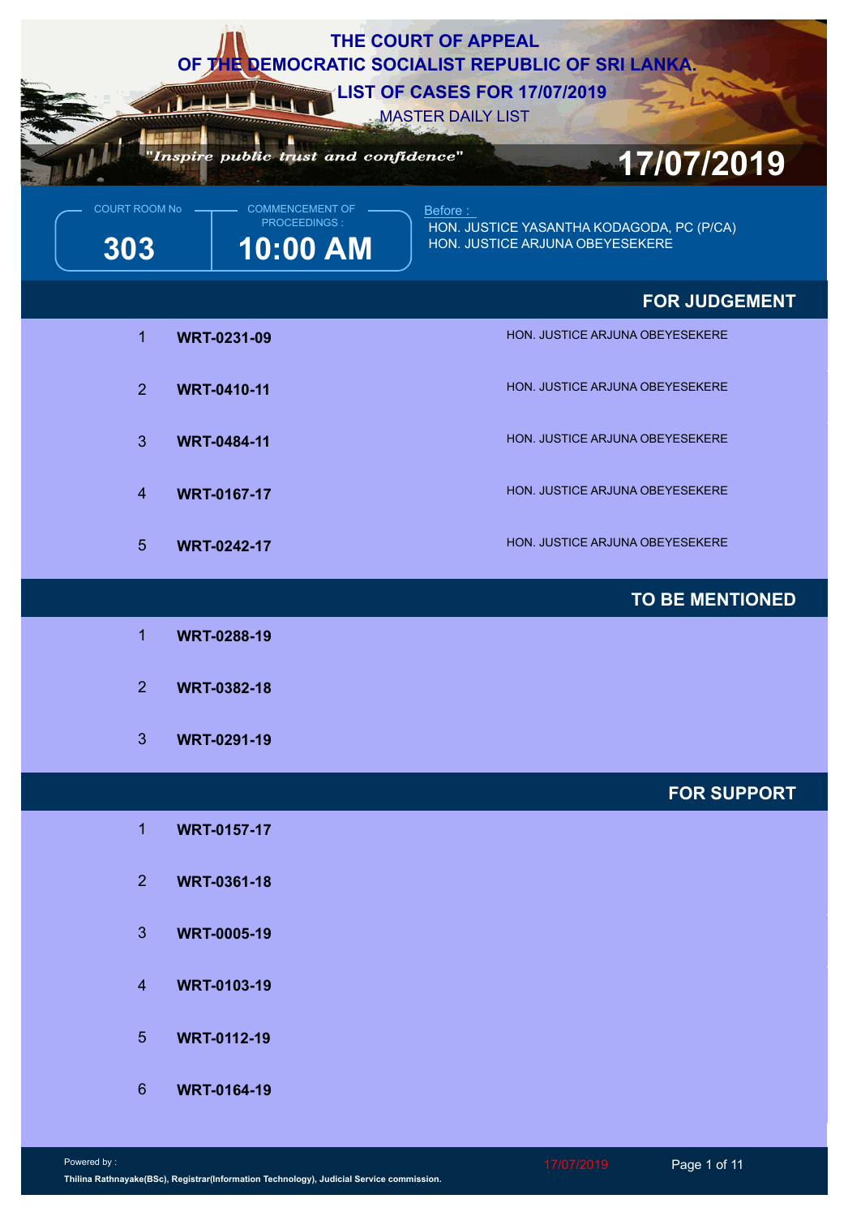# THE COURT OF APPEAL
# OF THE DEMOCRATIC SOCIALIST REPUBLIC OF SRI LANKA.

## LIST OF CASES FOR 17/07/2019

MASTER DAILY LIST

*"Inspire public trust and confidence"*

**17/07/2019**

| COURT ROOM No | COMMENCEMENT OF PROCEEDINGS : | Before : |
|---|---|---|
| **303** | **10:00 AM** | HON. JUSTICE YASANTHA KODAGODA, PC (P/CA)<br>HON. JUSTICE ARJUNA OBEYESEKERE |

## FOR JUDGEMENT

| | | |
|---|---|---|
| 1 | **WRT-0231-09** | HON. JUSTICE ARJUNA OBEYESEKERE |
| 2 | **WRT-0410-11** | HON. JUSTICE ARJUNA OBEYESEKERE |
| 3 | **WRT-0484-11** | HON. JUSTICE ARJUNA OBEYESEKERE |
| 4 | **WRT-0167-17** | HON. JUSTICE ARJUNA OBEYESEKERE |
| 5 | **WRT-0242-17** | HON. JUSTICE ARJUNA OBEYESEKERE |

## TO BE MENTIONED

| | |
|---|---|
| 1 | **WRT-0288-19** |
| 2 | **WRT-0382-18** |
| 3 | **WRT-0291-19** |

## FOR SUPPORT

| | |
|---|---|
| 1 | **WRT-0157-17** |
| 2 | **WRT-0361-18** |
| 3 | **WRT-0005-19** |
| 4 | **WRT-0103-19** |
| 5 | **WRT-0112-19** |
| 6 | **WRT-0164-19** |

Powered by :
**Thilina Rathnayake(BSc), Registrar(Information Technology), Judicial Service commission.**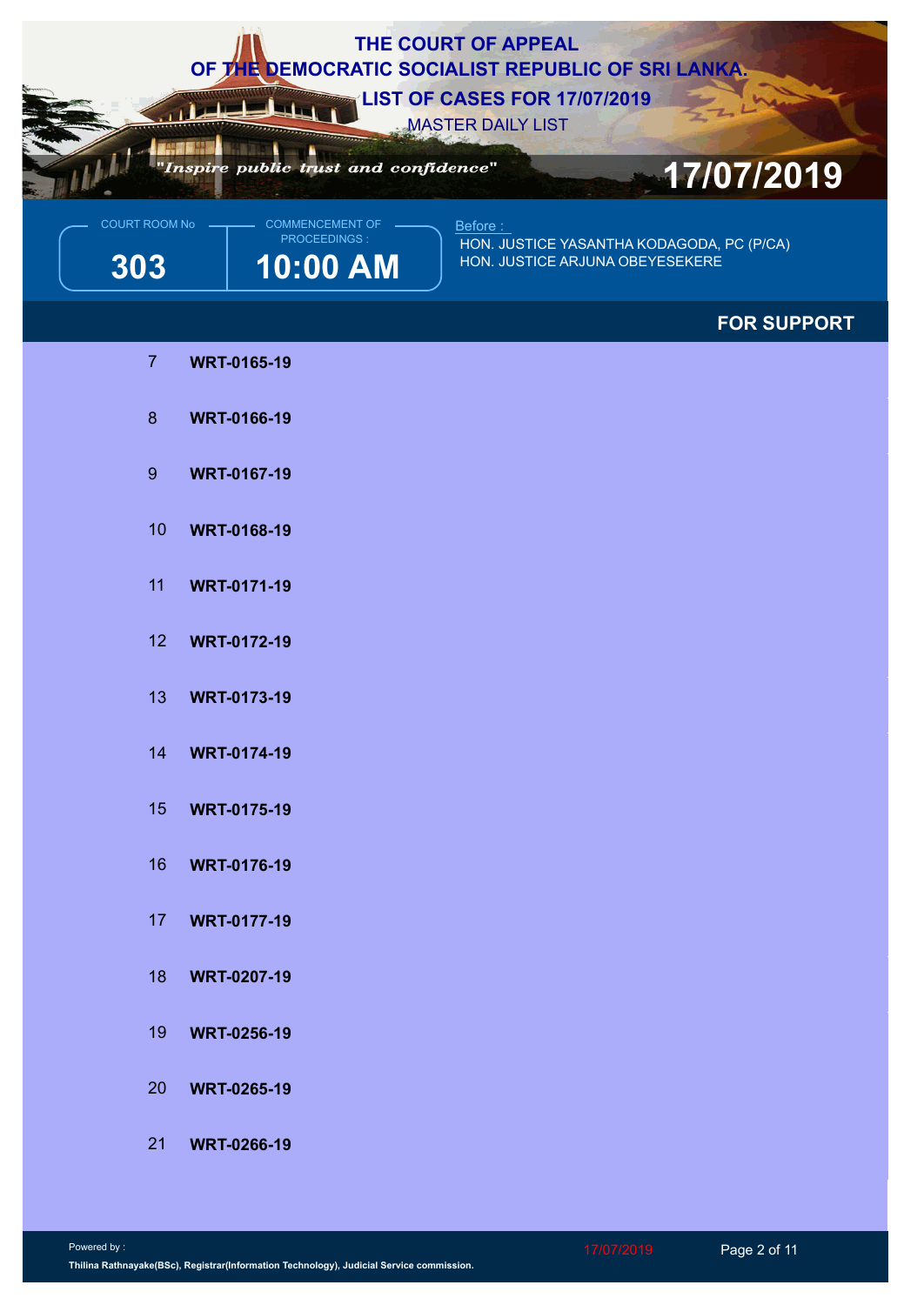# THE COURT OF APPEAL
# OF THE DEMOCRATIC SOCIALIST REPUBLIC OF SRI LANKA.
## LIST OF CASES FOR 17/07/2019
MASTER DAILY LIST

*"Inspire public trust and confidence"*

**17/07/2019**

| COURT ROOM No | COMMENCEMENT OF PROCEEDINGS : |
|---|---|
| **303** | **10:00 AM** |

Before :
HON. JUSTICE YASANTHA KODAGODA, PC (P/CA)
HON. JUSTICE ARJUNA OBEYESEKERE

### FOR SUPPORT

| No | Case |
|---|---|
| 7 | **WRT-0165-19** |
| 8 | **WRT-0166-19** |
| 9 | **WRT-0167-19** |
| 10 | **WRT-0168-19** |
| 11 | **WRT-0171-19** |
| 12 | **WRT-0172-19** |
| 13 | **WRT-0173-19** |
| 14 | **WRT-0174-19** |
| 15 | **WRT-0175-19** |
| 16 | **WRT-0176-19** |
| 17 | **WRT-0177-19** |
| 18 | **WRT-0207-19** |
| 19 | **WRT-0256-19** |
| 20 | **WRT-0265-19** |
| 21 | **WRT-0266-19** |

Powered by :
**Thilina Rathnayake(BSc), Registrar(Information Technology), Judicial Service commission.**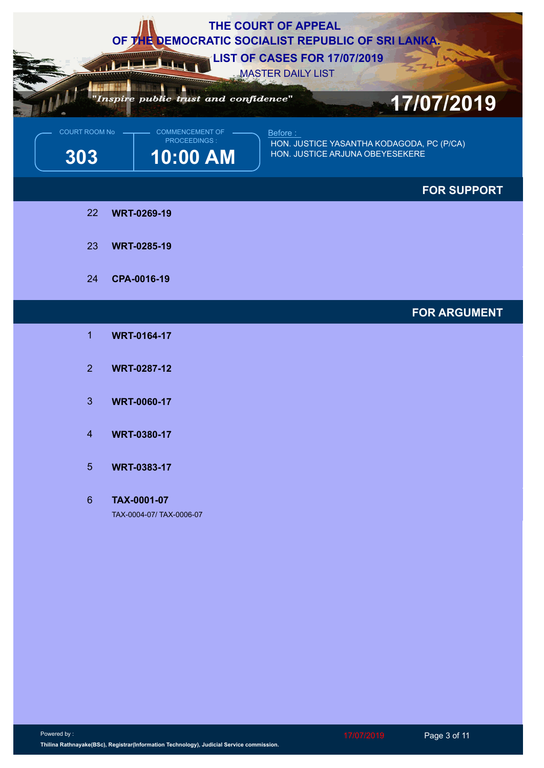# THE COURT OF APPEAL
# OF THE DEMOCRATIC SOCIALIST REPUBLIC OF SRI LANKA.
## LIST OF CASES FOR 17/07/2019
### MASTER DAILY LIST

*"Inspire public trust and confidence"*

**17/07/2019**

| COURT ROOM No | COMMENCEMENT OF PROCEEDINGS : |
|---|---|
| **303** | **10:00 AM** |

Before :
HON. JUSTICE YASANTHA KODAGODA, PC (P/CA)
HON. JUSTICE ARJUNA OBEYESEKERE

## FOR SUPPORT

22 **WRT-0269-19**

23 **WRT-0285-19**

24 **CPA-0016-19**

## FOR ARGUMENT

1 **WRT-0164-17**

2 **WRT-0287-12**

3 **WRT-0060-17**

4 **WRT-0380-17**

5 **WRT-0383-17**

6 **TAX-0001-07**
TAX-0004-07/ TAX-0006-07

Powered by :
Thilina Rathnayake(BSc), Registrar(Information Technology), Judicial Service commission.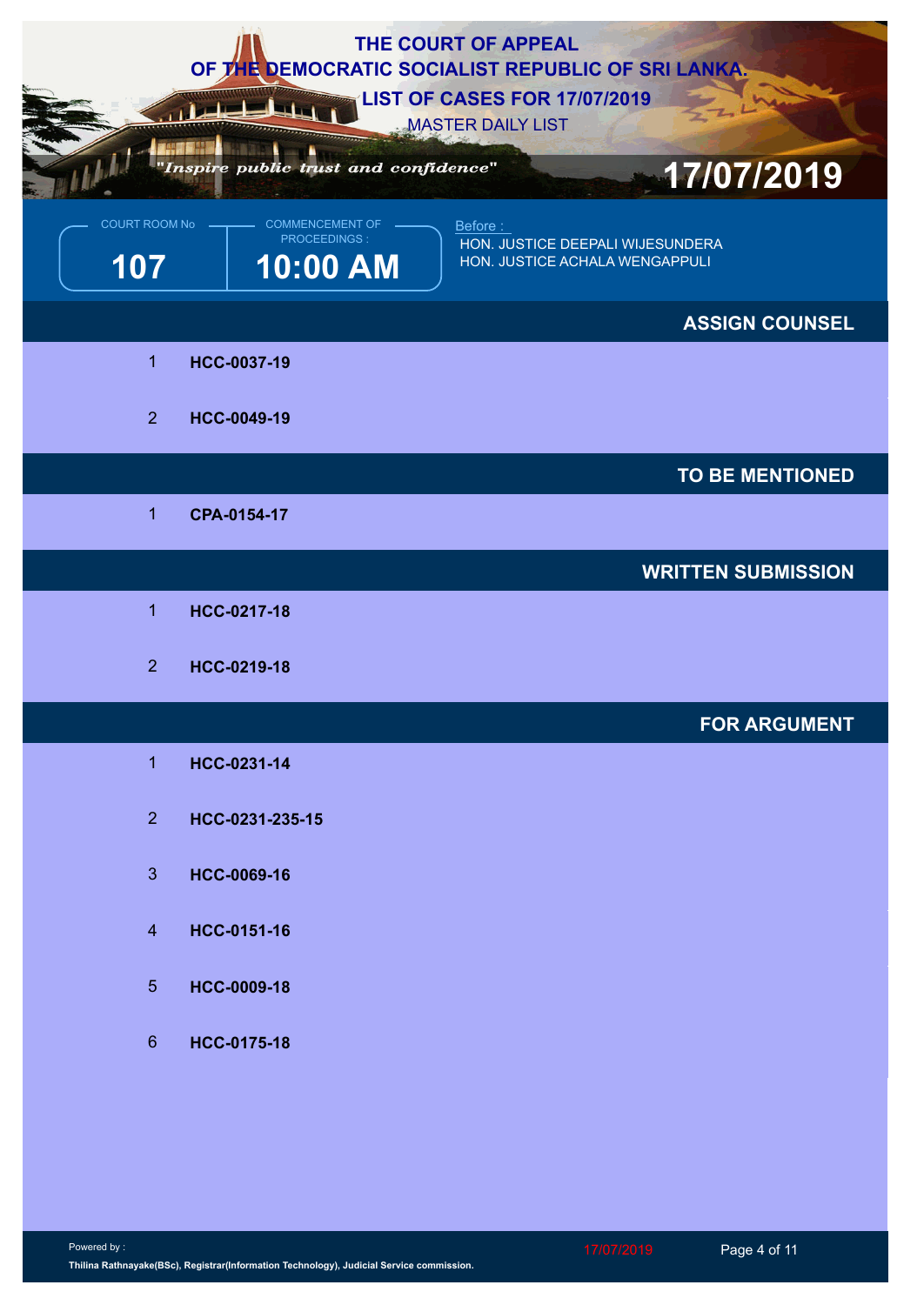# THE COURT OF APPEAL
# OF THE DEMOCRATIC SOCIALIST REPUBLIC OF SRI LANKA.
## LIST OF CASES FOR 17/07/2019
MASTER DAILY LIST

*"Inspire public trust and confidence"*

**17/07/2019**

| COURT ROOM No | COMMENCEMENT OF PROCEEDINGS : |
|---|---|
| **107** | **10:00 AM** |

Before :
HON. JUSTICE DEEPALI WIJESUNDERA
HON. JUSTICE ACHALA WENGAPPULI

### ASSIGN COUNSEL

1 **HCC-0037-19**

2 **HCC-0049-19**

### TO BE MENTIONED

1 **CPA-0154-17**

### WRITTEN SUBMISSION

1 **HCC-0217-18**

2 **HCC-0219-18**

### FOR ARGUMENT

1 **HCC-0231-14**

2 **HCC-0231-235-15**

3 **HCC-0069-16**

4 **HCC-0151-16**

5 **HCC-0009-18**

6 **HCC-0175-18**

Powered by :
**Thilina Rathnayake(BSc), Registrar(Information Technology), Judicial Service commission.**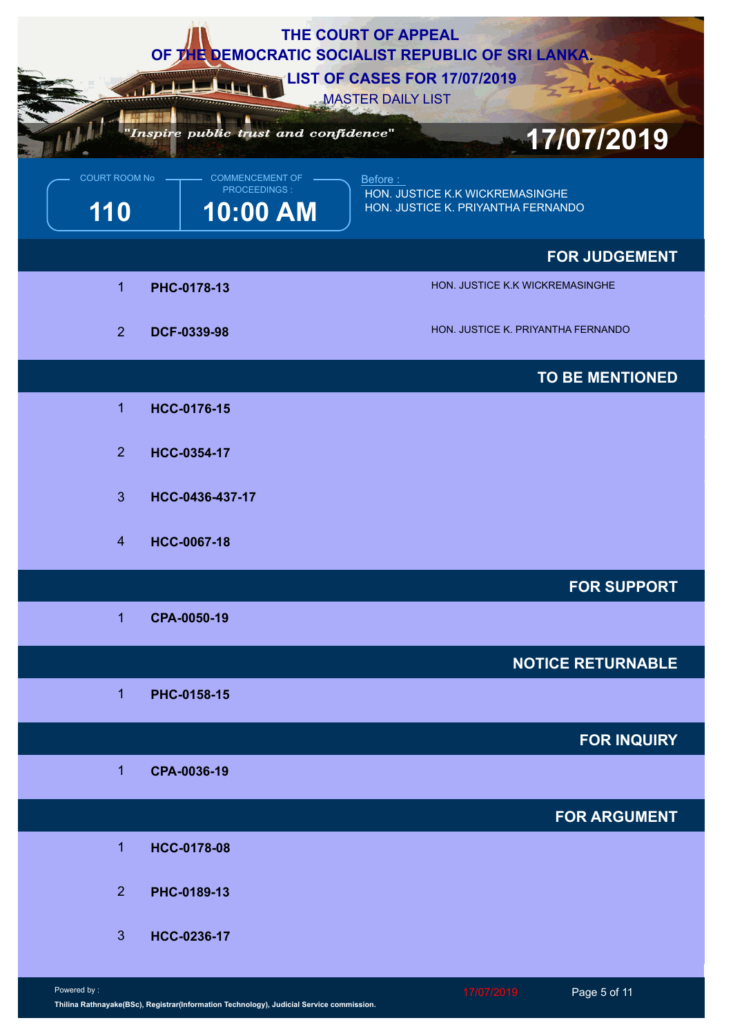# THE COURT OF APPEAL
# OF THE DEMOCRATIC SOCIALIST REPUBLIC OF SRI LANKA.
## LIST OF CASES FOR 17/07/2019
MASTER DAILY LIST

*"Inspire public trust and confidence"*

**17/07/2019**

| COURT ROOM No | COMMENCEMENT OF PROCEEDINGS : | Before : |
|---|---|---|
| **110** | **10:00 AM** | HON. JUSTICE K.K WICKREMASINGHE<br>HON. JUSTICE K. PRIYANTHA FERNANDO |

## FOR JUDGEMENT

| | | |
|---|---|---|
| 1 | **PHC-0178-13** | HON. JUSTICE K.K WICKREMASINGHE |
| 2 | **DCF-0339-98** | HON. JUSTICE K. PRIYANTHA FERNANDO |

## TO BE MENTIONED

1. **HCC-0176-15**
2. **HCC-0354-17**
3. **HCC-0436-437-17**
4. **HCC-0067-18**

## FOR SUPPORT

1. **CPA-0050-19**

## NOTICE RETURNABLE

1. **PHC-0158-15**

## FOR INQUIRY

1. **CPA-0036-19**

## FOR ARGUMENT

1. **HCC-0178-08**
2. **PHC-0189-13**
3. **HCC-0236-17**

Powered by :
**Thilina Rathnayake(BSc), Registrar(Information Technology), Judicial Service commission.**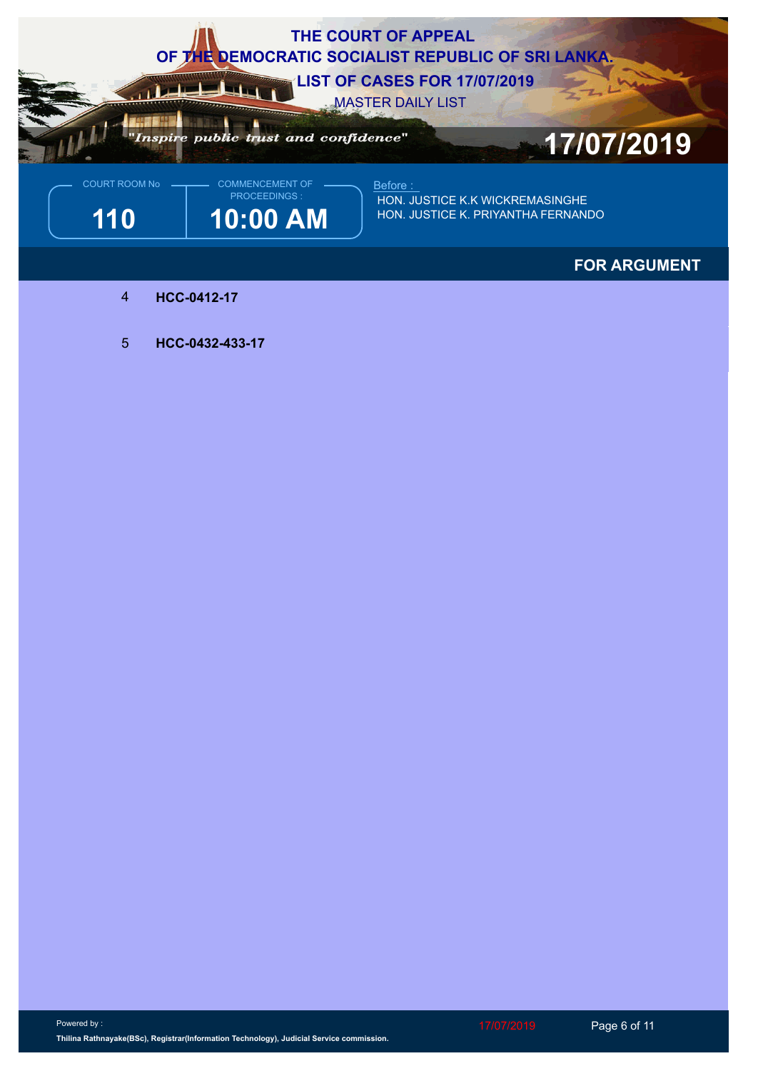# THE COURT OF APPEAL
# OF THE DEMOCRATIC SOCIALIST REPUBLIC OF SRI LANKA.
## LIST OF CASES FOR 17/07/2019
MASTER DAILY LIST

*"Inspire public trust and confidence"*

**17/07/2019**

| COURT ROOM No | COMMENCEMENT OF PROCEEDINGS : |
|---|---|
| **110** | **10:00 AM** |

Before :
HON. JUSTICE K.K WICKREMASINGHE
HON. JUSTICE K. PRIYANTHA FERNANDO

**FOR ARGUMENT**

4 **HCC-0412-17**

5 **HCC-0432-433-17**

Powered by :
**Thilina Rathnayake(BSc), Registrar(Information Technology), Judicial Service commission.**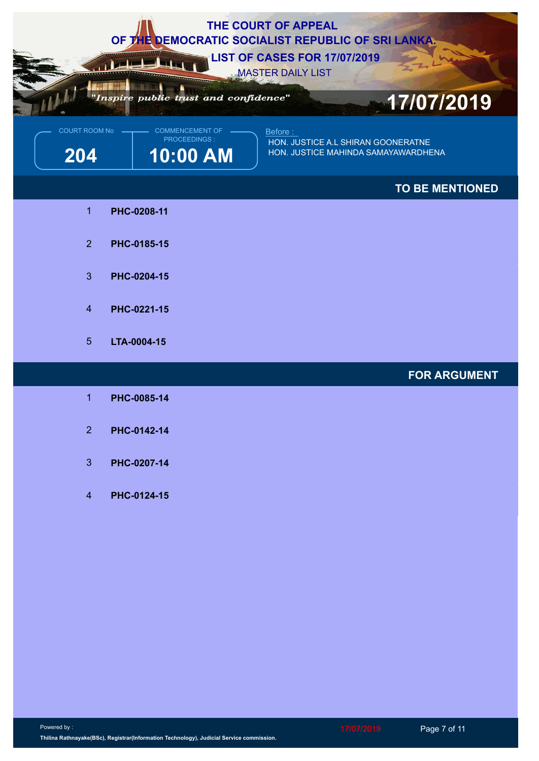# THE COURT OF APPEAL
# OF THE DEMOCRATIC SOCIALIST REPUBLIC OF SRI LANKA.
## LIST OF CASES FOR 17/07/2019
MASTER DAILY LIST

*"Inspire public trust and confidence"*

**17/07/2019**

| COURT ROOM No | COMMENCEMENT OF PROCEEDINGS : |
|---|---|
| **204** | **10:00 AM** |

Before :
HON. JUSTICE A.L SHIRAN GOONERATNE
HON. JUSTICE MAHINDA SAMAYAWARDHENA

## TO BE MENTIONED

1. **PHC-0208-11**
2. **PHC-0185-15**
3. **PHC-0204-15**
4. **PHC-0221-15**
5. **LTA-0004-15**

## FOR ARGUMENT

1. **PHC-0085-14**
2. **PHC-0142-14**
3. **PHC-0207-14**
4. **PHC-0124-15**

Powered by :
**Thilina Rathnayake(BSc), Registrar(Information Technology), Judicial Service commission.**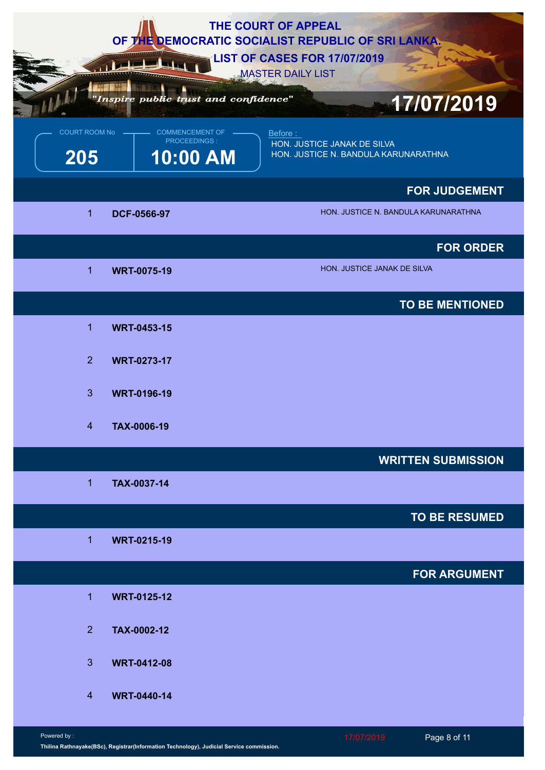# THE COURT OF APPEAL
# OF THE DEMOCRATIC SOCIALIST REPUBLIC OF SRI LANKA.
## LIST OF CASES FOR 17/07/2019
MASTER DAILY LIST

*"Inspire public trust and confidence"*

**17/07/2019**

| COURT ROOM No | COMMENCEMENT OF PROCEEDINGS : | Before : |
|---|---|---|
| **205** | **10:00 AM** | HON. JUSTICE JANAK DE SILVA<br>HON. JUSTICE N. BANDULA KARUNARATHNA |

### FOR JUDGEMENT

| | | |
|---|---|---|
| 1 | **DCF-0566-97** | HON. JUSTICE N. BANDULA KARUNARATHNA |

### FOR ORDER

| | | |
|---|---|---|
| 1 | **WRT-0075-19** | HON. JUSTICE JANAK DE SILVA |

### TO BE MENTIONED

| | |
|---|---|
| 1 | **WRT-0453-15** |
| 2 | **WRT-0273-17** |
| 3 | **WRT-0196-19** |
| 4 | **TAX-0006-19** |

### WRITTEN SUBMISSION

| | |
|---|---|
| 1 | **TAX-0037-14** |

### TO BE RESUMED

| | |
|---|---|
| 1 | **WRT-0215-19** |

### FOR ARGUMENT

| | |
|---|---|
| 1 | **WRT-0125-12** |
| 2 | **TAX-0002-12** |
| 3 | **WRT-0412-08** |
| 4 | **WRT-0440-14** |

Powered by :
**Thilina Rathnayake(BSc), Registrar(Information Technology), Judicial Service commission.**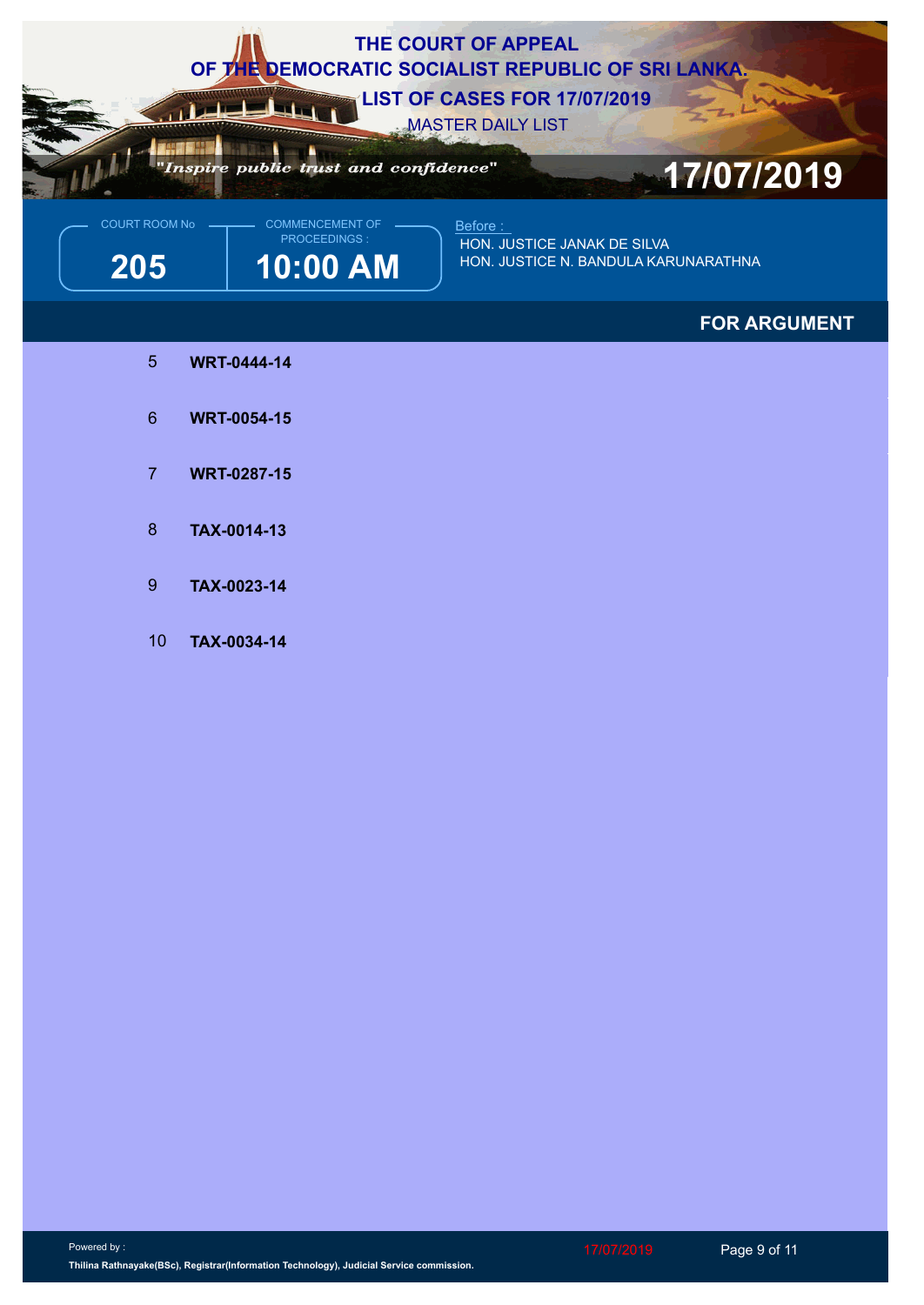# THE COURT OF APPEAL
# OF THE DEMOCRATIC SOCIALIST REPUBLIC OF SRI LANKA.
## LIST OF CASES FOR 17/07/2019
MASTER DAILY LIST

*"Inspire public trust and confidence"*

**17/07/2019**

| COURT ROOM No | COMMENCEMENT OF PROCEEDINGS : |
|---|---|
| **205** | **10:00 AM** |

Before :
HON. JUSTICE JANAK DE SILVA
HON. JUSTICE N. BANDULA KARUNARATHNA

## FOR ARGUMENT

| | |
|---|---|
| 5 | **WRT-0444-14** |
| 6 | **WRT-0054-15** |
| 7 | **WRT-0287-15** |
| 8 | **TAX-0014-13** |
| 9 | **TAX-0023-14** |
| 10 | **TAX-0034-14** |

Powered by :
**Thilina Rathnayake(BSc), Registrar(Information Technology), Judicial Service commission.**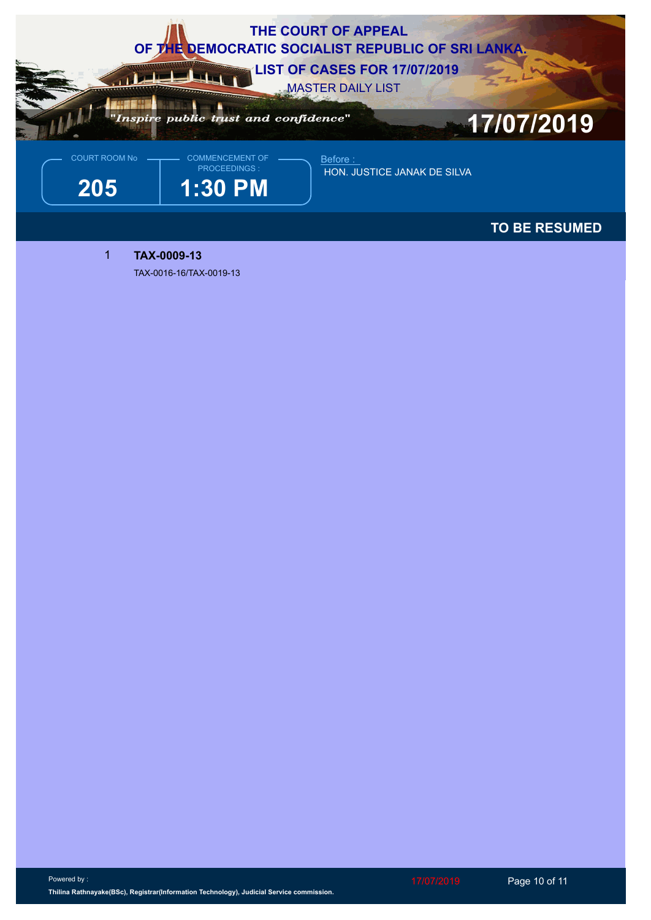# THE COURT OF APPEAL
# OF THE DEMOCRATIC SOCIALIST REPUBLIC OF SRI LANKA.
## LIST OF CASES FOR 17/07/2019
MASTER DAILY LIST

*"Inspire public trust and confidence"*

**17/07/2019**

| COURT ROOM No | COMMENCEMENT OF PROCEEDINGS : |
|---|---|
| **205** | **1:30 PM** |

Before :
HON. JUSTICE JANAK DE SILVA

**TO BE RESUMED**

1 **TAX-0009-13**
TAX-0016-16/TAX-0019-13

Powered by :
**Thilina Rathnayake(BSc), Registrar(Information Technology), Judicial Service commission.**

17/07/2019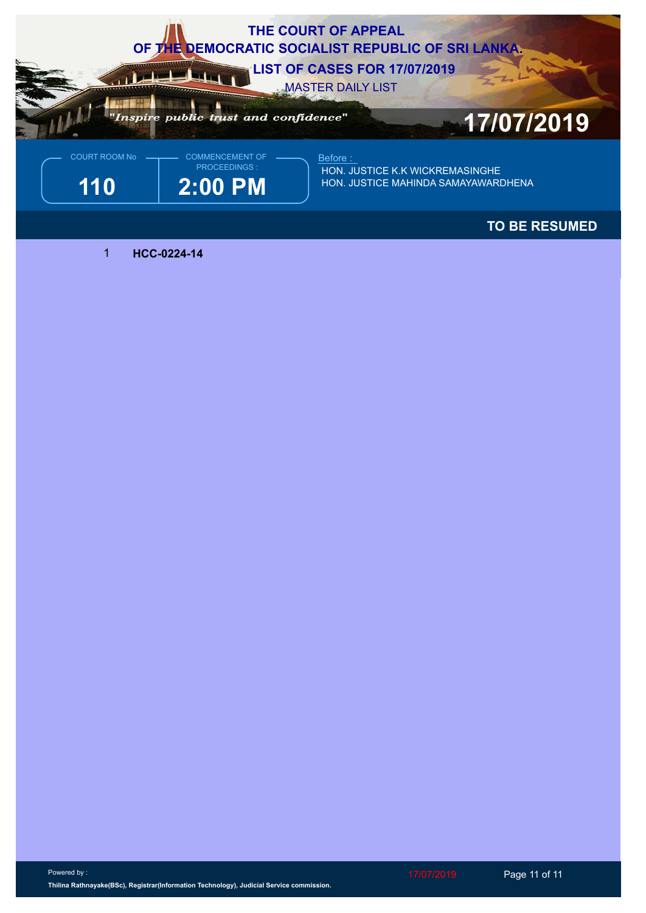# THE COURT OF APPEAL
# OF THE DEMOCRATIC SOCIALIST REPUBLIC OF SRI LANKA.
## LIST OF CASES FOR 17/07/2019
MASTER DAILY LIST

*"Inspire public trust and confidence"*

**17/07/2019**

| COURT ROOM No | COMMENCEMENT OF PROCEEDINGS : |
|---|---|
| **110** | **2:00 PM** |

Before :
HON. JUSTICE K.K WICKREMASINGHE
HON. JUSTICE MAHINDA SAMAYAWARDHENA

## TO BE RESUMED

1 **HCC-0224-14**

Powered by :
**Thilina Rathnayake(BSc), Registrar(Information Technology), Judicial Service commission.**

17/07/2019